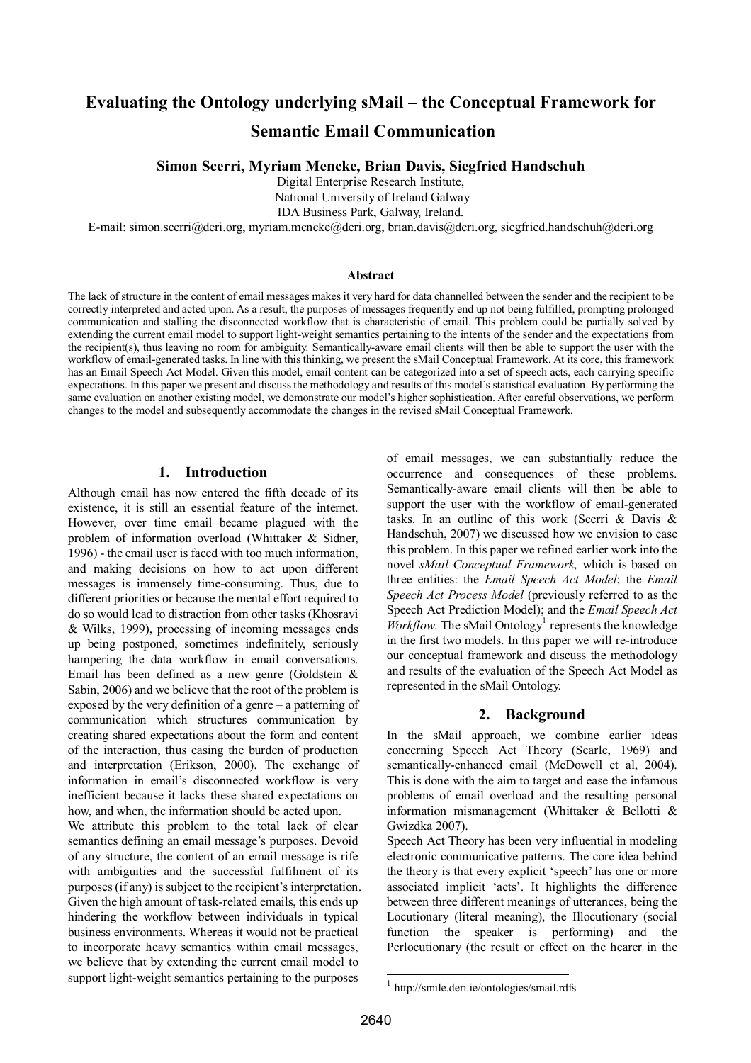# Evaluating the Ontology underlying sMail – the Conceptual Framework for Semantic Email Communication

**Simon Scerri, Myriam Mencke, Brian Davis, Siegfried Handschuh**

Digital Enterprise Research Institute,
National University of Ireland Galway
IDA Business Park, Galway, Ireland.
E-mail: simon.scerri@deri.org, myriam.mencke@deri.org, brian.davis@deri.org, siegfried.handschuh@deri.org

### Abstract

The lack of structure in the content of email messages makes it very hard for data channelled between the sender and the recipient to be correctly interpreted and acted upon. As a result, the purposes of messages frequently end up not being fulfilled, prompting prolonged communication and stalling the disconnected workflow that is characteristic of email. This problem could be partially solved by extending the current email model to support light-weight semantics pertaining to the intents of the sender and the expectations from the recipient(s), thus leaving no room for ambiguity. Semantically-aware email clients will then be able to support the user with the workflow of email-generated tasks. In line with this thinking, we present the sMail Conceptual Framework. At its core, this framework has an Email Speech Act Model. Given this model, email content can be categorized into a set of speech acts, each carrying specific expectations. In this paper we present and discuss the methodology and results of this model's statistical evaluation. By performing the same evaluation on another existing model, we demonstrate our model's higher sophistication. After careful observations, we perform changes to the model and subsequently accommodate the changes in the revised sMail Conceptual Framework.

## 1. Introduction

Although email has now entered the fifth decade of its existence, it is still an essential feature of the internet. However, over time email became plagued with the problem of information overload (Whittaker & Sidner, 1996) - the email user is faced with too much information, and making decisions on how to act upon different messages is immensely time-consuming. Thus, due to different priorities or because the mental effort required to do so would lead to distraction from other tasks (Khosravi & Wilks, 1999), processing of incoming messages ends up being postponed, sometimes indefinitely, seriously hampering the data workflow in email conversations. Email has been defined as a new genre (Goldstein & Sabin, 2006) and we believe that the root of the problem is exposed by the very definition of a genre – a patterning of communication which structures communication by creating shared expectations about the form and content of the interaction, thus easing the burden of production and interpretation (Erikson, 2000). The exchange of information in email's disconnected workflow is very inefficient because it lacks these shared expectations on how, and when, the information should be acted upon.

We attribute this problem to the total lack of clear semantics defining an email message's purposes. Devoid of any structure, the content of an email message is rife with ambiguities and the successful fulfilment of its purposes (if any) is subject to the recipient's interpretation. Given the high amount of task-related emails, this ends up hindering the workflow between individuals in typical business environments. Whereas it would not be practical to incorporate heavy semantics within email messages, we believe that by extending the current email model to support light-weight semantics pertaining to the purposes of email messages, we can substantially reduce the occurrence and consequences of these problems. Semantically-aware email clients will then be able to support the user with the workflow of email-generated tasks. In an outline of this work (Scerri & Davis & Handschuh, 2007) we discussed how we envision to ease this problem. In this paper we refined earlier work into the novel *sMail Conceptual Framework,* which is based on three entities: the *Email Speech Act Model*; the *Email Speech Act Process Model* (previously referred to as the Speech Act Prediction Model); and the *Email Speech Act Workflow*. The sMail Ontology[1] represents the knowledge in the first two models. In this paper we will re-introduce our conceptual framework and discuss the methodology and results of the evaluation of the Speech Act Model as represented in the sMail Ontology.

## 2. Background

In the sMail approach, we combine earlier ideas concerning Speech Act Theory (Searle, 1969) and semantically-enhanced email (McDowell et al, 2004). This is done with the aim to target and ease the infamous problems of email overload and the resulting personal information mismanagement (Whittaker & Bellotti & Gwizdka 2007).

Speech Act Theory has been very influential in modeling electronic communicative patterns. The core idea behind the theory is that every explicit 'speech' has one or more associated implicit 'acts'. It highlights the difference between three different meanings of utterances, being the Locutionary (literal meaning), the Illocutionary (social function the speaker is performing) and the Perlocutionary (the result or effect on the hearer in the

[1] http://smile.deri.ie/ontologies/smail.rdfs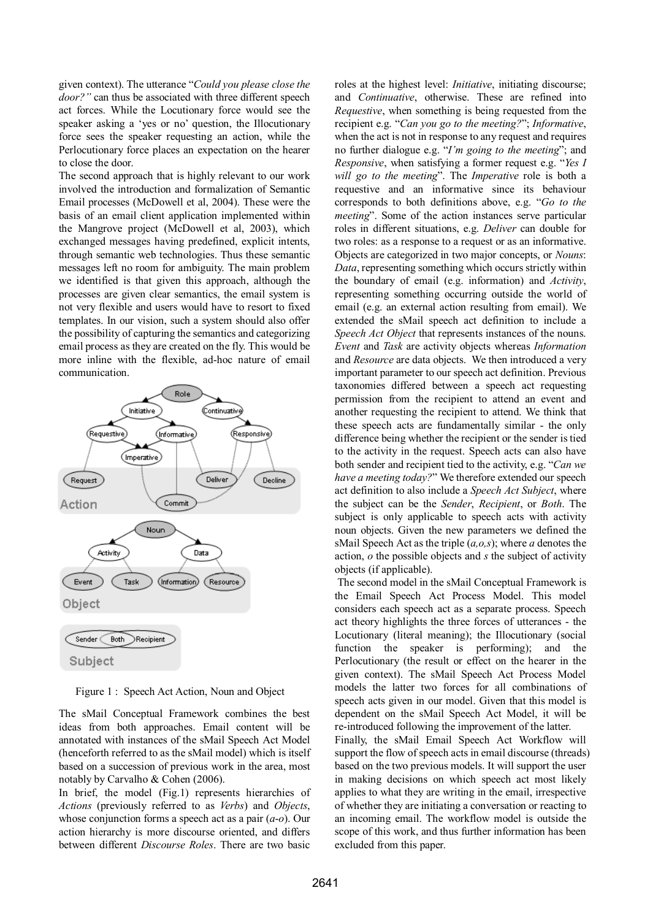given context). The utterance "*Could you please close the door?*" can thus be associated with three different speech act forces. While the Locutionary force would see the speaker asking a 'yes or no' question, the Illocutionary force sees the speaker requesting an action, while the Perlocutionary force places an expectation on the hearer to close the door.

The second approach that is highly relevant to our work involved the introduction and formalization of Semantic Email processes (McDowell et al, 2004). These were the basis of an email client application implemented within the Mangrove project (McDowell et al, 2003), which exchanged messages having predefined, explicit intents, through semantic web technologies. Thus these semantic messages left no room for ambiguity. The main problem we identified is that given this approach, although the processes are given clear semantics, the email system is not very flexible and users would have to resort to fixed templates. In our vision, such a system should also offer the possibility of capturing the semantics and categorizing email process as they are created on the fly. This would be more inline with the flexible, ad-hoc nature of email communication.

Figure 1 : Speech Act Action, Noun and Object

The sMail Conceptual Framework combines the best ideas from both approaches. Email content will be annotated with instances of the sMail Speech Act Model (henceforth referred to as the sMail model) which is itself based on a succession of previous work in the area, most notably by Carvalho & Cohen (2006).

In brief, the model (Fig.1) represents hierarchies of *Actions* (previously referred to as *Verbs*) and *Objects*, whose conjunction forms a speech act as a pair (*a-o*). Our action hierarchy is more discourse oriented, and differs between different *Discourse Roles*. There are two basic roles at the highest level: *Initiative*, initiating discourse; and *Continuative*, otherwise. These are refined into *Requestive*, when something is being requested from the recipient e.g. "*Can you go to the meeting?*"; *Informative*, when the act is not in response to any request and requires no further dialogue e.g. "*I'm going to the meeting*"; and *Responsive*, when satisfying a former request e.g. "*Yes I will go to the meeting*". The *Imperative* role is both a requestive and an informative since its behaviour corresponds to both definitions above, e.g. "*Go to the meeting*". Some of the action instances serve particular roles in different situations, e.g. *Deliver* can double for two roles: as a response to a request or as an informative. Objects are categorized in two major concepts, or *Nouns*: *Data*, representing something which occurs strictly within the boundary of email (e.g. information) and *Activity*, representing something occurring outside the world of email (e.g. an external action resulting from email). We extended the sMail speech act definition to include a *Speech Act Object* that represents instances of the nouns. *Event* and *Task* are activity objects whereas *Information* and *Resource* are data objects. We then introduced a very important parameter to our speech act definition. Previous taxonomies differed between a speech act requesting permission from the recipient to attend an event and another requesting the recipient to attend. We think that these speech acts are fundamentally similar - the only difference being whether the recipient or the sender is tied to the activity in the request. Speech acts can also have both sender and recipient tied to the activity, e.g. "*Can we have a meeting today?*" We therefore extended our speech act definition to also include a *Speech Act Subject*, where the subject can be the *Sender*, *Recipient*, or *Both*. The subject is only applicable to speech acts with activity noun objects. Given the new parameters we defined the sMail Speech Act as the triple (*a,o,s*); where *a* denotes the action, *o* the possible objects and *s* the subject of activity objects (if applicable).

The second model in the sMail Conceptual Framework is the Email Speech Act Process Model. This model considers each speech act as a separate process. Speech act theory highlights the three forces of utterances - the Locutionary (literal meaning); the Illocutionary (social function the speaker is performing); and the Perlocutionary (the result or effect on the hearer in the given context). The sMail Speech Act Process Model models the latter two forces for all combinations of speech acts given in our model. Given that this model is dependent on the sMail Speech Act Model, it will be re-introduced following the improvement of the latter.

Finally, the sMail Email Speech Act Workflow will support the flow of speech acts in email discourse (threads) based on the two previous models. It will support the user in making decisions on which speech act most likely applies to what they are writing in the email, irrespective of whether they are initiating a conversation or reacting to an incoming email. The workflow model is outside the scope of this work, and thus further information has been excluded from this paper.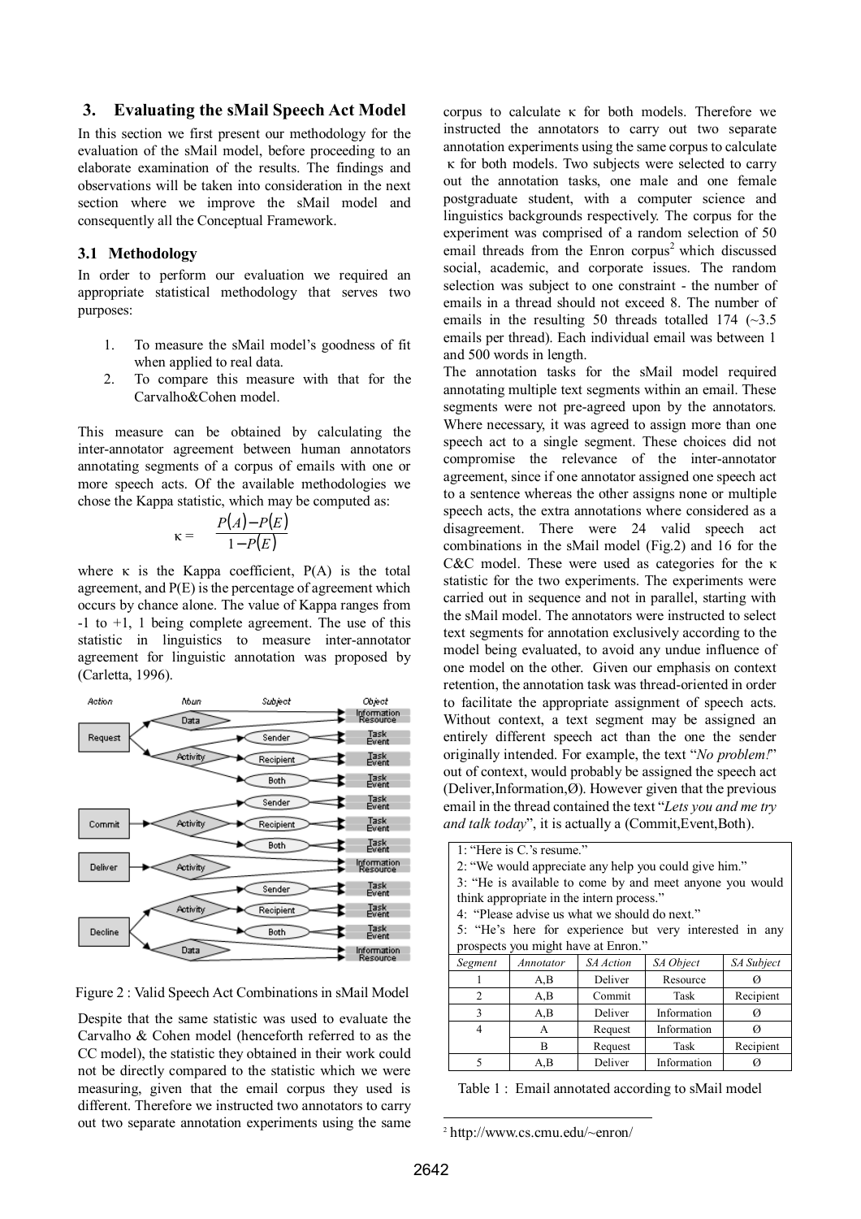## 3. Evaluating the sMail Speech Act Model

In this section we first present our methodology for the evaluation of the sMail model, before proceeding to an elaborate examination of the results. The findings and observations will be taken into consideration in the next section where we improve the sMail model and consequently all the Conceptual Framework.

### 3.1 Methodology

In order to perform our evaluation we required an appropriate statistical methodology that serves two purposes:

1. To measure the sMail model's goodness of fit when applied to real data.
2. To compare this measure with that for the Carvalho&Cohen model.

This measure can be obtained by calculating the inter-annotator agreement between human annotators annotating segments of a corpus of emails with one or more speech acts. Of the available methodologies we chose the Kappa statistic, which may be computed as:

$$\kappa = \frac{P(A) - P(E)}{1 - P(E)}$$

where κ is the Kappa coefficient, P(A) is the total agreement, and P(E) is the percentage of agreement which occurs by chance alone. The value of Kappa ranges from -1 to +1, 1 being complete agreement. The use of this statistic in linguistics to measure inter-annotator agreement for linguistic annotation was proposed by (Carletta, 1996).

Figure 2 : Valid Speech Act Combinations in sMail Model

Despite that the same statistic was used to evaluate the Carvalho & Cohen model (henceforth referred to as the CC model), the statistic they obtained in their work could not be directly compared to the statistic which we were measuring, given that the email corpus they used is different. Therefore we instructed two annotators to carry out two separate annotation experiments using the same corpus to calculate κ for both models. Therefore we instructed the annotators to carry out two separate annotation experiments using the same corpus to calculate κ for both models. Two subjects were selected to carry out the annotation tasks, one male and one female postgraduate student, with a computer science and linguistics backgrounds respectively. The corpus for the experiment was comprised of a random selection of 50 email threads from the Enron corpus[2] which discussed social, academic, and corporate issues. The random selection was subject to one constraint - the number of emails in a thread should not exceed 8. The number of emails in the resulting 50 threads totalled 174 (~3.5 emails per thread). Each individual email was between 1 and 500 words in length.

The annotation tasks for the sMail model required annotating multiple text segments within an email. These segments were not pre-agreed upon by the annotators. Where necessary, it was agreed to assign more than one speech act to a single segment. These choices did not compromise the relevance of the inter-annotator agreement, since if one annotator assigned one speech act to a sentence whereas the other assigns none or multiple speech acts, the extra annotations where considered as a disagreement. There were 24 valid speech act combinations in the sMail model (Fig.2) and 16 for the C&C model. These were used as categories for the κ statistic for the two experiments. The experiments were carried out in sequence and not in parallel, starting with the sMail model. The annotators were instructed to select text segments for annotation exclusively according to the model being evaluated, to avoid any undue influence of one model on the other. Given our emphasis on context retention, the annotation task was thread-oriented in order to facilitate the appropriate assignment of speech acts. Without context, a text segment may be assigned an entirely different speech act than the one the sender originally intended. For example, the text "*No problem!*" out of context, would probably be assigned the speech act (Deliver,Information,Ø). However given that the previous email in the thread contained the text "*Lets you and me try and talk today*", it is actually a (Commit,Event,Both).

1: "Here is C.'s resume."
2: "We would appreciate any help you could give him."
3: "He is available to come by and meet anyone you would think appropriate in the intern process."
4: "Please advise us what we should do next."
5: "He's here for experience but very interested in any prospects you might have at Enron."

| *Segment* | *Annotator* | *SA Action* | *SA Object* | *SA Subject* |
|---|---|---|---|---|
| 1 | A,B | Deliver | Resource | Ø |
| 2 | A,B | Commit | Task | Recipient |
| 3 | A,B | Deliver | Information | Ø |
| 4 | A | Request | Information | Ø |
|  | B | Request | Task | Recipient |
| 5 | A,B | Deliver | Information | Ø |

Table 1 : Email annotated according to sMail model

[2] http://www.cs.cmu.edu/~enron/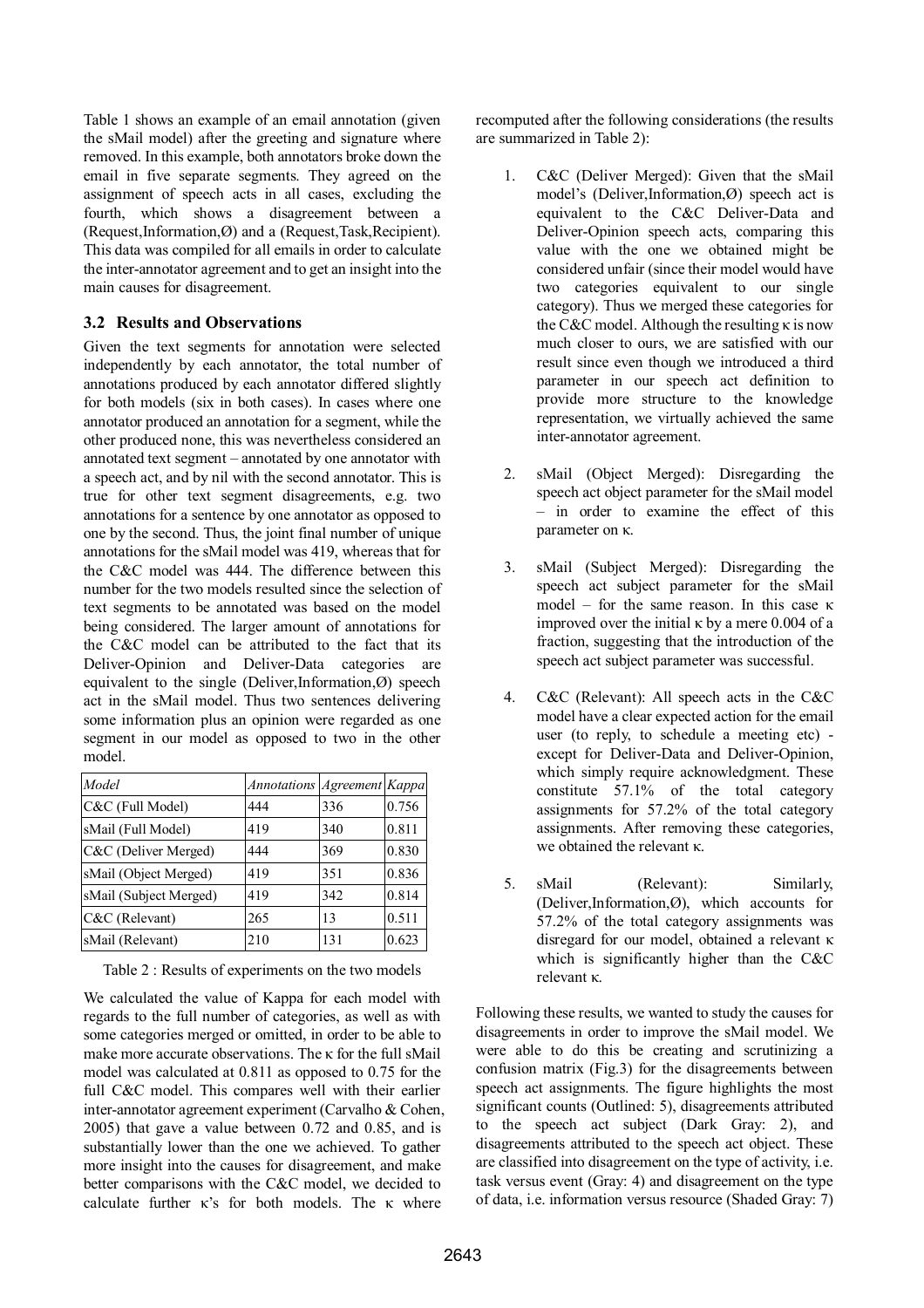Table 1 shows an example of an email annotation (given the sMail model) after the greeting and signature where removed. In this example, both annotators broke down the email in five separate segments. They agreed on the assignment of speech acts in all cases, excluding the fourth, which shows a disagreement between a (Request,Information,Ø) and a (Request,Task,Recipient). This data was compiled for all emails in order to calculate the inter-annotator agreement and to get an insight into the main causes for disagreement.

### 3.2 Results and Observations

Given the text segments for annotation were selected independently by each annotator, the total number of annotations produced by each annotator differed slightly for both models (six in both cases). In cases where one annotator produced an annotation for a segment, while the other produced none, this was nevertheless considered an annotated text segment – annotated by one annotator with a speech act, and by nil with the second annotator. This is true for other text segment disagreements, e.g. two annotations for a sentence by one annotator as opposed to one by the second. Thus, the joint final number of unique annotations for the sMail model was 419, whereas that for the C&C model was 444. The difference between this number for the two models resulted since the selection of text segments to be annotated was based on the model being considered. The larger amount of annotations for the C&C model can be attributed to the fact that its Deliver-Opinion and Deliver-Data categories are equivalent to the single (Deliver,Information,Ø) speech act in the sMail model. Thus two sentences delivering some information plus an opinion were regarded as one segment in our model as opposed to two in the other model.

| Model | Annotations | Agreement | Kappa |
|---|---|---|---|
| C&C (Full Model) | 444 | 336 | 0.756 |
| sMail (Full Model) | 419 | 340 | 0.811 |
| C&C (Deliver Merged) | 444 | 369 | 0.830 |
| sMail (Object Merged) | 419 | 351 | 0.836 |
| sMail (Subject Merged) | 419 | 342 | 0.814 |
| C&C (Relevant) | 265 | 13 | 0.511 |
| sMail (Relevant) | 210 | 131 | 0.623 |

Table 2 : Results of experiments on the two models

We calculated the value of Kappa for each model with regards to the full number of categories, as well as with some categories merged or omitted, in order to be able to make more accurate observations. The κ for the full sMail model was calculated at 0.811 as opposed to 0.75 for the full C&C model. This compares well with their earlier inter-annotator agreement experiment (Carvalho & Cohen, 2005) that gave a value between 0.72 and 0.85, and is substantially lower than the one we achieved. To gather more insight into the causes for disagreement, and make better comparisons with the C&C model, we decided to calculate further κ's for both models. The κ where recomputed after the following considerations (the results are summarized in Table 2):

1. C&C (Deliver Merged): Given that the sMail model's (Deliver,Information,Ø) speech act is equivalent to the C&C Deliver-Data and Deliver-Opinion speech acts, comparing this value with the one we obtained might be considered unfair (since their model would have two categories equivalent to our single category). Thus we merged these categories for the C&C model. Although the resulting κ is now much closer to ours, we are satisfied with our result since even though we introduced a third parameter in our speech act definition to provide more structure to the knowledge representation, we virtually achieved the same inter-annotator agreement.

2. sMail (Object Merged): Disregarding the speech act object parameter for the sMail model – in order to examine the effect of this parameter on κ.

3. sMail (Subject Merged): Disregarding the speech act subject parameter for the sMail model – for the same reason. In this case κ improved over the initial κ by a mere 0.004 of a fraction, suggesting that the introduction of the speech act subject parameter was successful.

4. C&C (Relevant): All speech acts in the C&C model have a clear expected action for the email user (to reply, to schedule a meeting etc) - except for Deliver-Data and Deliver-Opinion, which simply require acknowledgment. These constitute 57.1% of the total category assignments for 57.2% of the total category assignments. After removing these categories, we obtained the relevant κ.

5. sMail (Relevant): Similarly, (Deliver,Information,Ø), which accounts for 57.2% of the total category assignments was disregard for our model, obtained a relevant κ which is significantly higher than the C&C relevant κ.

Following these results, we wanted to study the causes for disagreements in order to improve the sMail model. We were able to do this be creating and scrutinizing a confusion matrix (Fig.3) for the disagreements between speech act assignments. The figure highlights the most significant counts (Outlined: 5), disagreements attributed to the speech act subject (Dark Gray: 2), and disagreements attributed to the speech act object. These are classified into disagreement on the type of activity, i.e. task versus event (Gray: 4) and disagreement on the type of data, i.e. information versus resource (Shaded Gray: 7)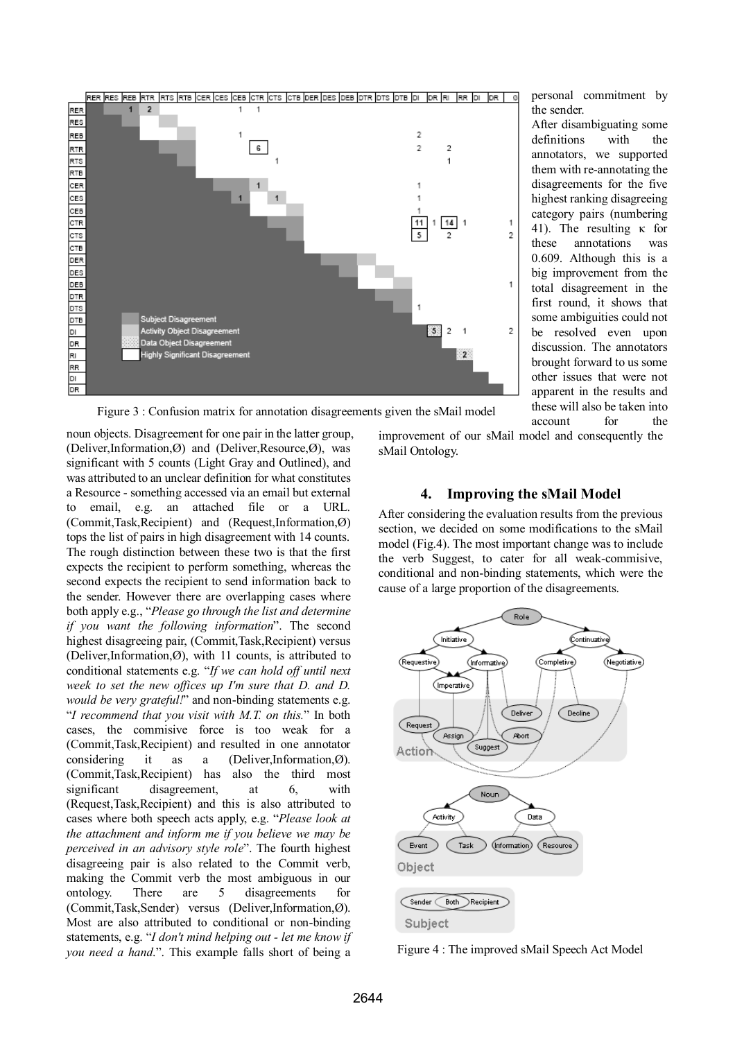Figure 3 : Confusion matrix for annotation disagreements given the sMail model

noun objects. Disagreement for one pair in the latter group, (Deliver,Information,Ø) and (Deliver,Resource,Ø), was significant with 5 counts (Light Gray and Outlined), and was attributed to an unclear definition for what constitutes a Resource - something accessed via an email but external to email, e.g. an attached file or a URL. (Commit,Task,Recipient) and (Request,Information,Ø) tops the list of pairs in high disagreement with 14 counts. The rough distinction between these two is that the first expects the recipient to perform something, whereas the second expects the recipient to send information back to the sender. However there are overlapping cases where both apply e.g., "*Please go through the list and determine if you want the following information*". The second highest disagreeing pair, (Commit,Task,Recipient) versus (Deliver,Information,Ø), with 11 counts, is attributed to conditional statements e.g. "*If we can hold off until next week to set the new offices up I'm sure that D. and D. would be very grateful!*" and non-binding statements e.g. "*I recommend that you visit with M.T. on this.*" In both cases, the commisive force is too weak for a (Commit,Task,Recipient) and resulted in one annotator considering it as a (Deliver,Information,Ø). (Commit,Task,Recipient) has also the third most significant disagreement, at 6, with (Request,Task,Recipient) and this is also attributed to cases where both speech acts apply, e.g. "*Please look at the attachment and inform me if you believe we may be perceived in an advisory style role*". The fourth highest disagreeing pair is also related to the Commit verb, making the Commit verb the most ambiguous in our ontology. There are 5 disagreements for (Commit,Task,Sender) versus (Deliver,Information,Ø). Most are also attributed to conditional or non-binding statements, e.g. "*I don't mind helping out - let me know if you need a hand.*". This example falls short of being a personal commitment by the sender.

After disambiguating some definitions with the annotators, we supported them with re-annotating the disagreements for the five highest ranking disagreeing category pairs (numbering 41). The resulting κ for these annotations was 0.609. Although this is a big improvement from the total disagreement in the first round, it shows that some ambiguities could not be resolved even upon discussion. The annotators brought forward to us some other issues that were not apparent in the results and these will also be taken into account for the improvement of our sMail model and consequently the sMail Ontology.

## 4. Improving the sMail Model

After considering the evaluation results from the previous section, we decided on some modifications to the sMail model (Fig.4). The most important change was to include the verb Suggest, to cater for all weak-commisive, conditional and non-binding statements, which were the cause of a large proportion of the disagreements.

Figure 4 : The improved sMail Speech Act Model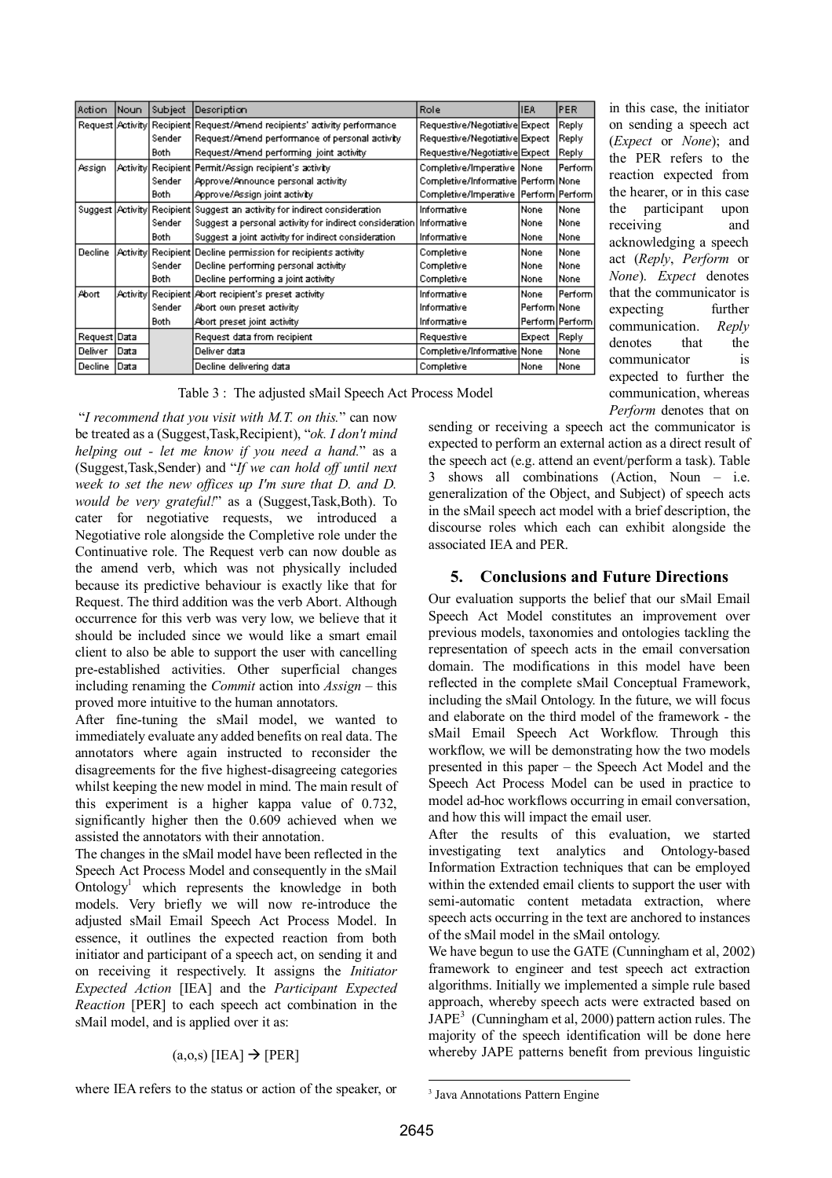| Action | Noun | Subject | Description | Role | IEA | PER |
|---|---|---|---|---|---|---|
| Request | Activity | Recipient | Request/Amend recipients' activity performance | Requestive/Negotiative | Expect | Reply |
| | | Sender | Request/Amend performance of personal activity | Requestive/Negotiative | Expect | Reply |
| | | Both | Request/Amend performing joint activity | Requestive/Negotiative | Expect | Reply |
| Assign | Activity | Recipient | Permit/Assign recipient's activity | Completive/Imperative | None | Perform |
| | | Sender | Approve/Announce personal activity | Completive/Informative | Perform | None |
| | | Both | Approve/Assign joint activity | Completive/Imperative | Perform | Perform |
| Suggest | Activity | Recipient | Suggest an activity for indirect consideration | Informative | None | None |
| | | Sender | Suggest a personal activity for indirect consideration | Informative | None | None |
| | | Both | Suggest a joint activity for indirect consideration | Informative | None | None |
| Decline | Activity | Recipient | Decline permission for recipients activity | Completive | None | None |
| | | Sender | Decline performing personal activity | Completive | None | None |
| | | Both | Decline performing a joint activity | Completive | None | None |
| Abort | Activity | Recipient | Abort recipient's preset activity | Informative | None | Perform |
| | | Sender | Abort own preset activity | Informative | Perform | None |
| | | Both | Abort preset joint activity | Informative | Perform | Perform |
| Request | Data | | Request data from recipient | Requestive | Expect | Reply |
| Deliver | Data | | Deliver data | Completive/Informative | None | None |
| Decline | Data | | Decline delivering data | Completive | None | None |

Table 3 : The adjusted sMail Speech Act Process Model

"*I recommend that you visit with M.T. on this.*" can now be treated as a (Suggest,Task,Recipient), "*ok. I don't mind helping out - let me know if you need a hand.*" as a (Suggest,Task,Sender) and "*If we can hold off until next week to set the new offices up I'm sure that D. and D. would be very grateful!*" as a (Suggest,Task,Both). To cater for negotiative requests, we introduced a Negotiative role alongside the Completive role under the Continuative role. The Request verb can now double as the amend verb, which was not physically included because its predictive behaviour is exactly like that for Request. The third addition was the verb Abort. Although occurrence for this verb was very low, we believe that it should be included since we would like a smart email client to also be able to support the user with cancelling pre-established activities. Other superficial changes including renaming the *Commit* action into *Assign* – this proved more intuitive to the human annotators.

After fine-tuning the sMail model, we wanted to immediately evaluate any added benefits on real data. The annotators where again instructed to reconsider the disagreements for the five highest-disagreeing categories whilst keeping the new model in mind. The main result of this experiment is a higher kappa value of 0.732, significantly higher then the 0.609 achieved when we assisted the annotators with their annotation.

The changes in the sMail model have been reflected in the Speech Act Process Model and consequently in the sMail Ontology[1] which represents the knowledge in both models. Very briefly we will now re-introduce the adjusted sMail Email Speech Act Process Model. In essence, it outlines the expected reaction from both initiator and participant of a speech act, on sending it and on receiving it respectively. It assigns the *Initiator Expected Action* [IEA] and the *Participant Expected Reaction* [PER] to each speech act combination in the sMail model, and is applied over it as:

(a,o,s) [IEA] → [PER]

where IEA refers to the status or action of the speaker, or in this case, the initiator on sending a speech act (*Expect* or *None*); and the PER refers to the reaction expected from the hearer, or in this case the participant upon receiving and acknowledging a speech act (*Reply*, *Perform* or *None*). *Expect* denotes that the communicator is expecting further communication. *Reply* denotes that the communicator is expected to further the communication, whereas *Perform* denotes that on sending or receiving a speech act the communicator is expected to perform an external action as a direct result of the speech act (e.g. attend an event/perform a task). Table 3 shows all combinations (Action, Noun – i.e. generalization of the Object, and Subject) of speech acts in the sMail speech act model with a brief description, the discourse roles which each can exhibit alongside the associated IEA and PER.

## 5. Conclusions and Future Directions

Our evaluation supports the belief that our sMail Email Speech Act Model constitutes an improvement over previous models, taxonomies and ontologies tackling the representation of speech acts in the email conversation domain. The modifications in this model have been reflected in the complete sMail Conceptual Framework, including the sMail Ontology. In the future, we will focus and elaborate on the third model of the framework - the sMail Email Speech Act Workflow. Through this workflow, we will be demonstrating how the two models presented in this paper – the Speech Act Model and the Speech Act Process Model can be used in practice to model ad-hoc workflows occurring in email conversation, and how this will impact the email user.

After the results of this evaluation, we started investigating text analytics and Ontology-based Information Extraction techniques that can be employed within the extended email clients to support the user with semi-automatic content metadata extraction, where speech acts occurring in the text are anchored to instances of the sMail model in the sMail ontology.

We have begun to use the GATE (Cunningham et al, 2002) framework to engineer and test speech act extraction algorithms. Initially we implemented a simple rule based approach, whereby speech acts were extracted based on JAPE[3] (Cunningham et al, 2000) pattern action rules. The majority of the speech identification will be done here whereby JAPE patterns benefit from previous linguistic

[3] Java Annotations Pattern Engine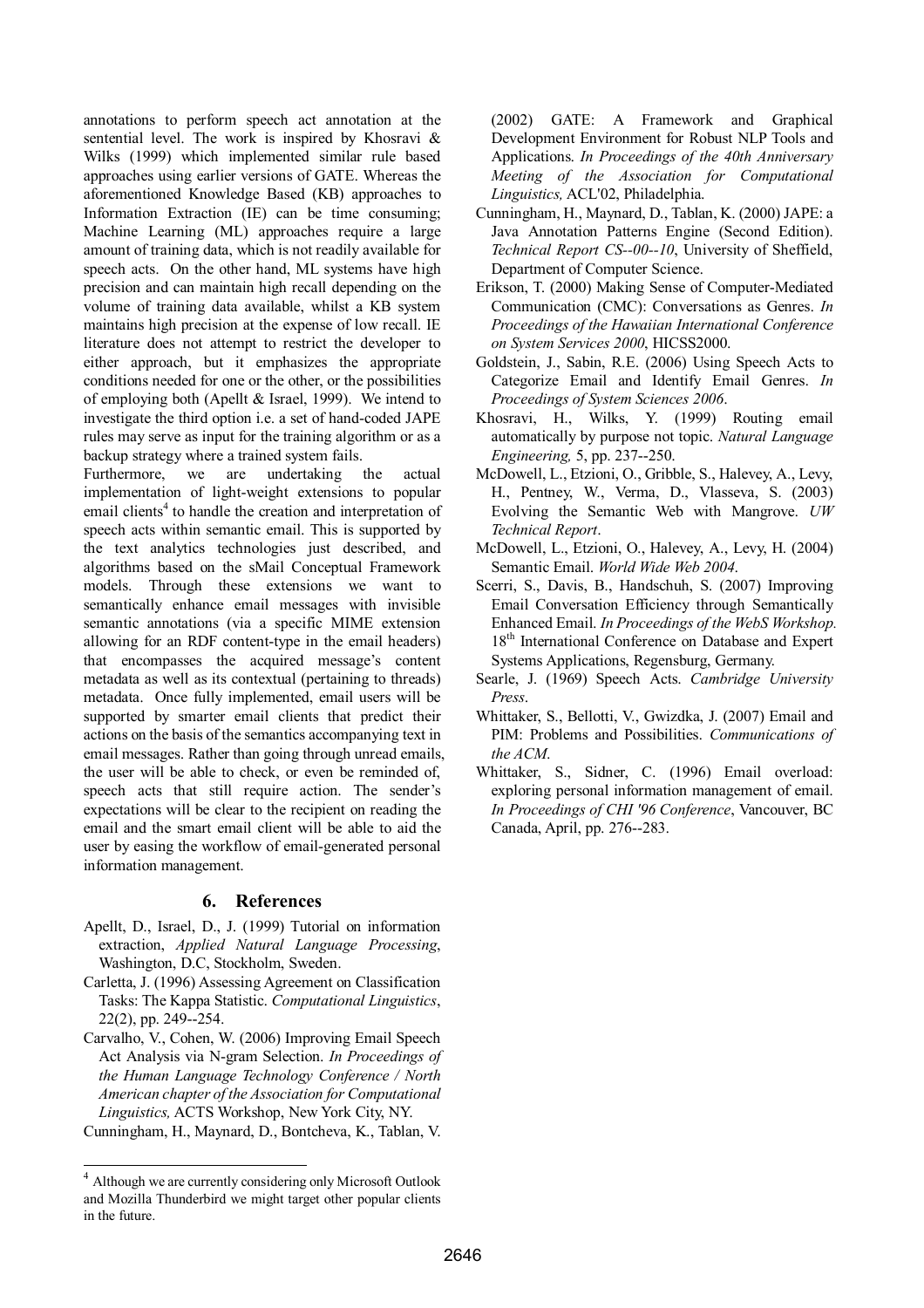annotations to perform speech act annotation at the sentential level. The work is inspired by Khosravi & Wilks (1999) which implemented similar rule based approaches using earlier versions of GATE. Whereas the aforementioned Knowledge Based (KB) approaches to Information Extraction (IE) can be time consuming; Machine Learning (ML) approaches require a large amount of training data, which is not readily available for speech acts. On the other hand, ML systems have high precision and can maintain high recall depending on the volume of training data available, whilst a KB system maintains high precision at the expense of low recall. IE literature does not attempt to restrict the developer to either approach, but it emphasizes the appropriate conditions needed for one or the other, or the possibilities of employing both (Apellt & Israel, 1999). We intend to investigate the third option i.e. a set of hand-coded JAPE rules may serve as input for the training algorithm or as a backup strategy where a trained system fails.

Furthermore, we are undertaking the actual implementation of light-weight extensions to popular email clients[4] to handle the creation and interpretation of speech acts within semantic email. This is supported by the text analytics technologies just described, and algorithms based on the sMail Conceptual Framework models. Through these extensions we want to semantically enhance email messages with invisible semantic annotations (via a specific MIME extension allowing for an RDF content-type in the email headers) that encompasses the acquired message's content metadata as well as its contextual (pertaining to threads) metadata. Once fully implemented, email users will be supported by smarter email clients that predict their actions on the basis of the semantics accompanying text in email messages. Rather than going through unread emails, the user will be able to check, or even be reminded of, speech acts that still require action. The sender's expectations will be clear to the recipient on reading the email and the smart email client will be able to aid the user by easing the workflow of email-generated personal information management.

## 6. References

Apellt, D., Israel, D., J. (1999) Tutorial on information extraction, *Applied Natural Language Processing*, Washington, D.C, Stockholm, Sweden.

Carletta, J. (1996) Assessing Agreement on Classification Tasks: The Kappa Statistic. *Computational Linguistics*, 22(2), pp. 249--254.

Carvalho, V., Cohen, W. (2006) Improving Email Speech Act Analysis via N-gram Selection. *In Proceedings of the Human Language Technology Conference / North American chapter of the Association for Computational Linguistics,* ACTS Workshop, New York City, NY.

Cunningham, H., Maynard, D., Bontcheva, K., Tablan, V. (2002) GATE: A Framework and Graphical Development Environment for Robust NLP Tools and Applications. *In Proceedings of the 40th Anniversary Meeting of the Association for Computational Linguistics,* ACL'02, Philadelphia.

Cunningham, H., Maynard, D., Tablan, K. (2000) JAPE: a Java Annotation Patterns Engine (Second Edition). *Technical Report CS--00--10*, University of Sheffield, Department of Computer Science.

Erikson, T. (2000) Making Sense of Computer-Mediated Communication (CMC): Conversations as Genres. *In Proceedings of the Hawaiian International Conference on System Services 2000*, HICSS2000.

Goldstein, J., Sabin, R.E. (2006) Using Speech Acts to Categorize Email and Identify Email Genres. *In Proceedings of System Sciences 2006*.

Khosravi, H., Wilks, Y. (1999) Routing email automatically by purpose not topic. *Natural Language Engineering,* 5, pp. 237--250.

McDowell, L., Etzioni, O., Gribble, S., Halevey, A., Levy, H., Pentney, W., Verma, D., Vlasseva, S. (2003) Evolving the Semantic Web with Mangrove. *UW Technical Report*.

McDowell, L., Etzioni, O., Halevey, A., Levy, H. (2004) Semantic Email. *World Wide Web 2004*.

Scerri, S., Davis, B., Handschuh, S. (2007) Improving Email Conversation Efficiency through Semantically Enhanced Email. *In Proceedings of the WebS Workshop.* 18th International Conference on Database and Expert Systems Applications, Regensburg, Germany.

Searle, J. (1969) Speech Acts. *Cambridge University Press*.

Whittaker, S., Bellotti, V., Gwizdka, J. (2007) Email and PIM: Problems and Possibilities. *Communications of the ACM*.

Whittaker, S., Sidner, C. (1996) Email overload: exploring personal information management of email. *In Proceedings of CHI '96 Conference*, Vancouver, BC Canada, April, pp. 276--283.

[4] Although we are currently considering only Microsoft Outlook and Mozilla Thunderbird we might target other popular clients in the future.